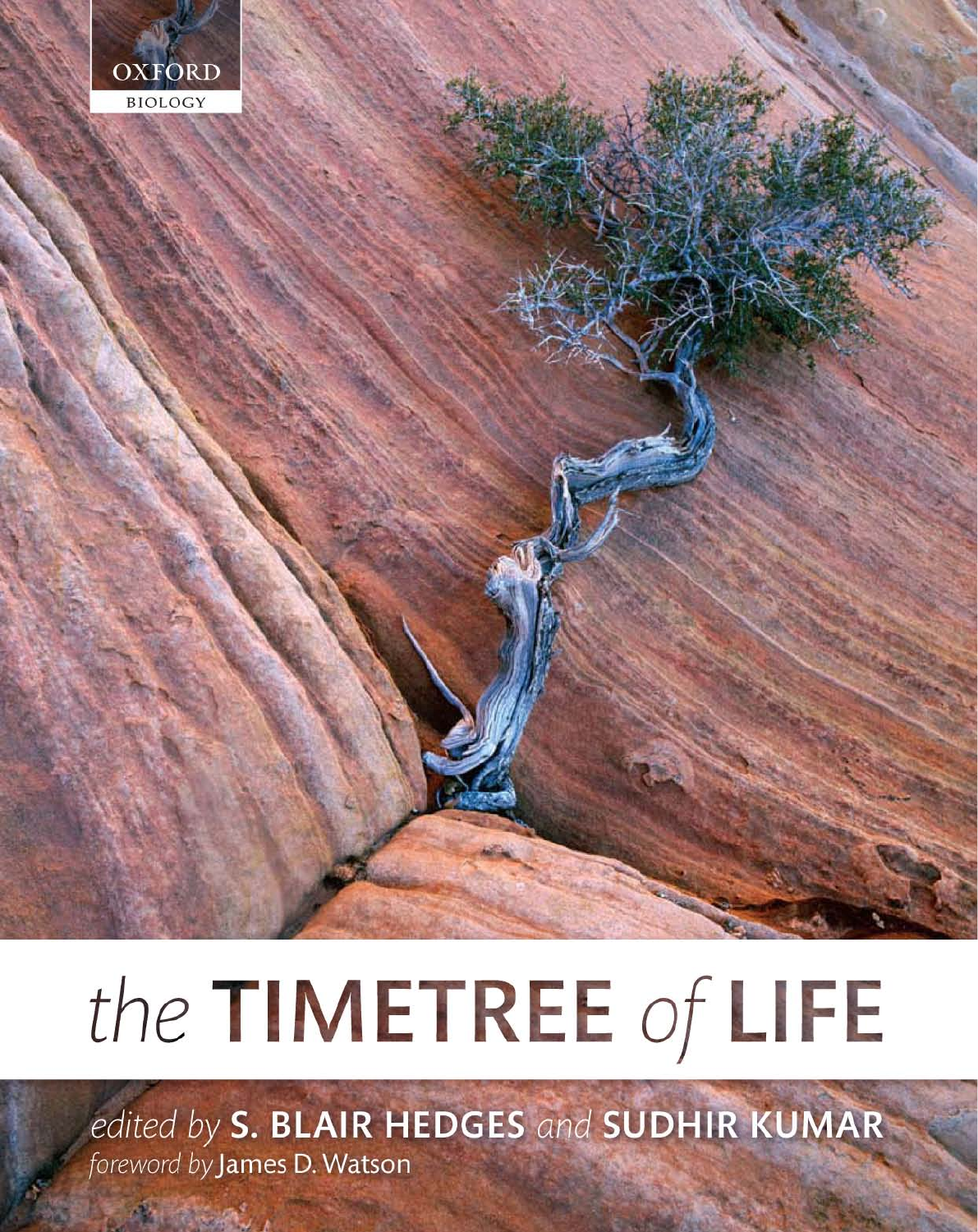OXFORD
BIOLOGY

# *the* TIMETREE *of* LIFE

*edited by* **S. BLAIR HEDGES** *and* **SUDHIR KUMAR**

*foreword by* James D. Watson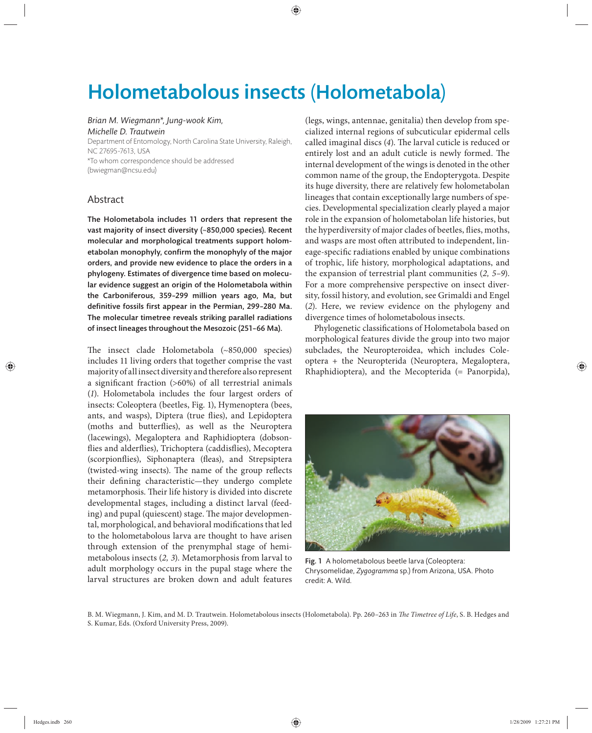# Holometabolous insects (Holometabola)

*Brian M. Wiegmann\*, Jung-wook Kim, Michelle D. Trautwein*

Department of Entomology, North Carolina State University, Raleigh, NC 27695-7613, USA

\*To whom correspondence should be addressed (bwiegman@ncsu.edu)

## Abstract

**The Holometabola includes 11 orders that represent the vast majority of insect diversity (~850,000 species). Recent molecular and morphological treatments support holometabolan monophyly, confirm the monophyly of the major orders, and provide new evidence to place the orders in a phylogeny. Estimates of divergence time based on molecular evidence suggest an origin of the Holometabola within the Carboniferous, 359–299 million years ago, Ma, but definitive fossils first appear in the Permian, 299–280 Ma. The molecular timetree reveals striking parallel radiations of insect lineages throughout the Mesozoic (251–66 Ma).**

The insect clade Holometabola (~850,000 species) includes 11 living orders that together comprise the vast majority of all insect diversity and therefore also represent a significant fraction (>60%) of all terrestrial animals (*1*). Holometabola includes the four largest orders of insects: Coleoptera (beetles, Fig. 1), Hymenoptera (bees, ants, and wasps), Diptera (true flies), and Lepidoptera (moths and butterflies), as well as the Neuroptera (lacewings), Megaloptera and Raphidioptera (dobsonflies and alderflies), Trichoptera (caddisflies), Mecoptera (scorpionflies), Siphonaptera (fleas), and Strepsiptera (twisted-wing insects). The name of the group reflects their defining characteristic—they undergo complete metamorphosis. Their life history is divided into discrete developmental stages, including a distinct larval (feeding) and pupal (quiescent) stage. The major developmental, morphological, and behavioral modifications that led to the holometabolous larva are thought to have arisen through extension of the prenymphal stage of hemimetabolous insects (*2, 3*). Metamorphosis from larval to adult morphology occurs in the pupal stage where the larval structures are broken down and adult features (legs, wings, antennae, genitalia) then develop from specialized internal regions of subcuticular epidermal cells called imaginal discs (*4*). The larval cuticle is reduced or entirely lost and an adult cuticle is newly formed. The internal development of the wings is denoted in the other common name of the group, the Endopterygota. Despite its huge diversity, there are relatively few holometabolan lineages that contain exceptionally large numbers of species. Developmental specialization clearly played a major role in the expansion of holometabolan life histories, but the hyperdiversity of major clades of beetles, flies, moths, and wasps are most often attributed to independent, lineage-specific radiations enabled by unique combinations of trophic, life history, morphological adaptations, and the expansion of terrestrial plant communities (*2, 5–9*). For a more comprehensive perspective on insect diversity, fossil history, and evolution, see Grimaldi and Engel (*2*). Here, we review evidence on the phylogeny and divergence times of holometabolous insects.

Phylogenetic classifications of Holometabola based on morphological features divide the group into two major subclades, the Neuropteroidea, which includes Coleoptera + the Neuropterida (Neuroptera, Megaloptera, Rhaphidioptera), and the Mecopterida (= Panorpida),

**Fig. 1** A holometabolous beetle larva (Coleoptera: Chrysomelidae, *Zygogramma* sp.) from Arizona, USA. Photo credit: A. Wild.

B. M. Wiegmann, J. Kim, and M. D. Trautwein. Holometabolous insects (Holometabola). Pp. 260–263 in *The Timetree of Life*, S. B. Hedges and S. Kumar, Eds. (Oxford University Press, 2009).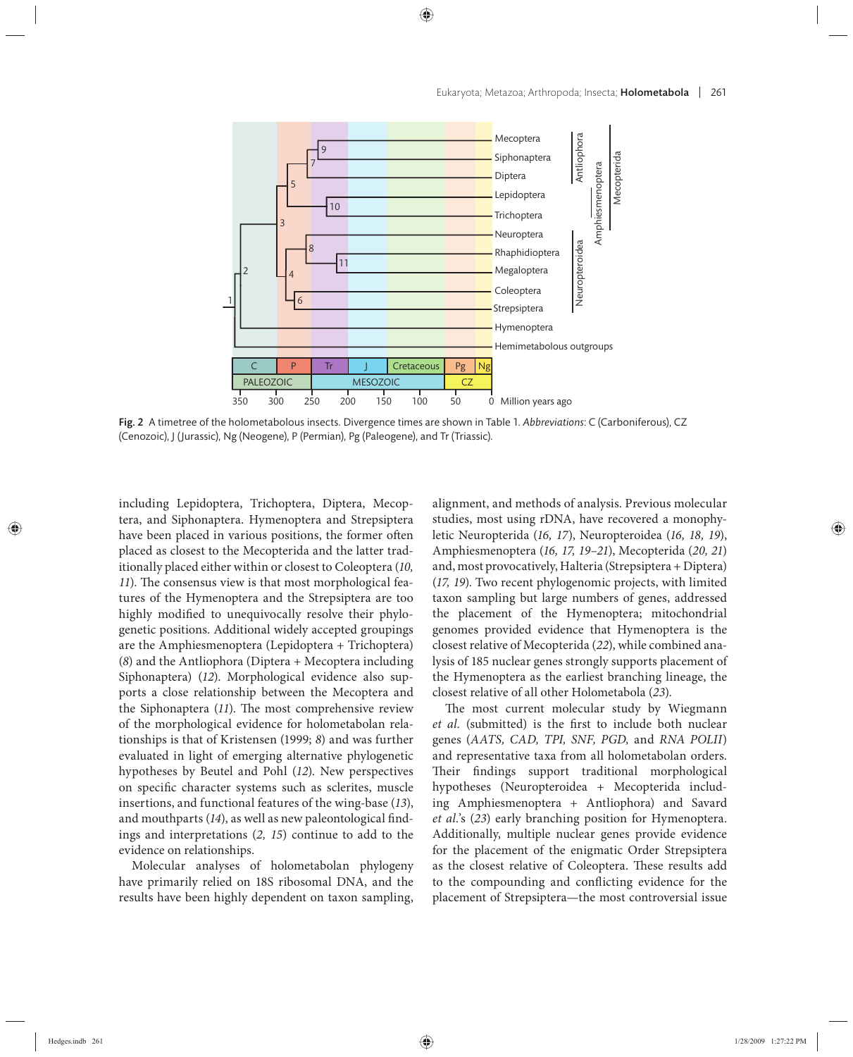Fig. 2 A timetree of the holometabolous insects. Divergence times are shown in Table 1. *Abbreviations*: C (Carboniferous), CZ (Cenozoic), J (Jurassic), Ng (Neogene), P (Permian), Pg (Paleogene), and Tr (Triassic).

including Lepidoptera, Trichoptera, Diptera, Mecoptera, and Siphonaptera. Hymenoptera and Strepsiptera have been placed in various positions, the former often placed as closest to the Mecopterida and the latter traditionally placed either within or closest to Coleoptera (*10, 11*). The consensus view is that most morphological features of the Hymenoptera and the Strepsiptera are too highly modified to unequivocally resolve their phylogenetic positions. Additional widely accepted groupings are the Amphiesmenoptera (Lepidoptera + Trichoptera) (*8*) and the Antliophora (Diptera + Mecoptera including Siphonaptera) (*12*). Morphological evidence also supports a close relationship between the Mecoptera and the Siphonaptera (*11*). The most comprehensive review of the morphological evidence for holometabolan relationships is that of Kristensen (1999; *8*) and was further evaluated in light of emerging alternative phylogenetic hypotheses by Beutel and Pohl (*12*). New perspectives on specific character systems such as sclerites, muscle insertions, and functional features of the wing-base (*13*), and mouthparts (*14*), as well as new paleontological findings and interpretations (*2, 15*) continue to add to the evidence on relationships.

Molecular analyses of holometabolan phylogeny have primarily relied on 18S ribosomal DNA, and the results have been highly dependent on taxon sampling, alignment, and methods of analysis. Previous molecular studies, most using rDNA, have recovered a monophyletic Neuropterida (*16, 17*), Neuropteroidea (*16, 18, 19*), Amphiesmenoptera (*16, 17, 19–21*), Mecopterida (*20, 21*) and, most provocatively, Halteria (Strepsiptera + Diptera) (*17, 19*). Two recent phylogenomic projects, with limited taxon sampling but large numbers of genes, addressed the placement of the Hymenoptera; mitochondrial genomes provided evidence that Hymenoptera is the closest relative of Mecopterida (*22*), while combined analysis of 185 nuclear genes strongly supports placement of the Hymenoptera as the earliest branching lineage, the closest relative of all other Holometabola (*23*).

The most current molecular study by Wiegmann *et al.* (submitted) is the first to include both nuclear genes (*AATS, CAD, TPI, SNF, PGD,* and *RNA POLII*) and representative taxa from all holometabolan orders. Their findings support traditional morphological hypotheses (Neuropteroidea + Mecopterida including Amphiesmenoptera + Antliophora) and Savard *et al.*'s (*23*) early branching position for Hymenoptera. Additionally, multiple nuclear genes provide evidence for the placement of the enigmatic Order Strepsiptera as the closest relative of Coleoptera. These results add to the compounding and conflicting evidence for the placement of Strepsiptera—the most controversial issue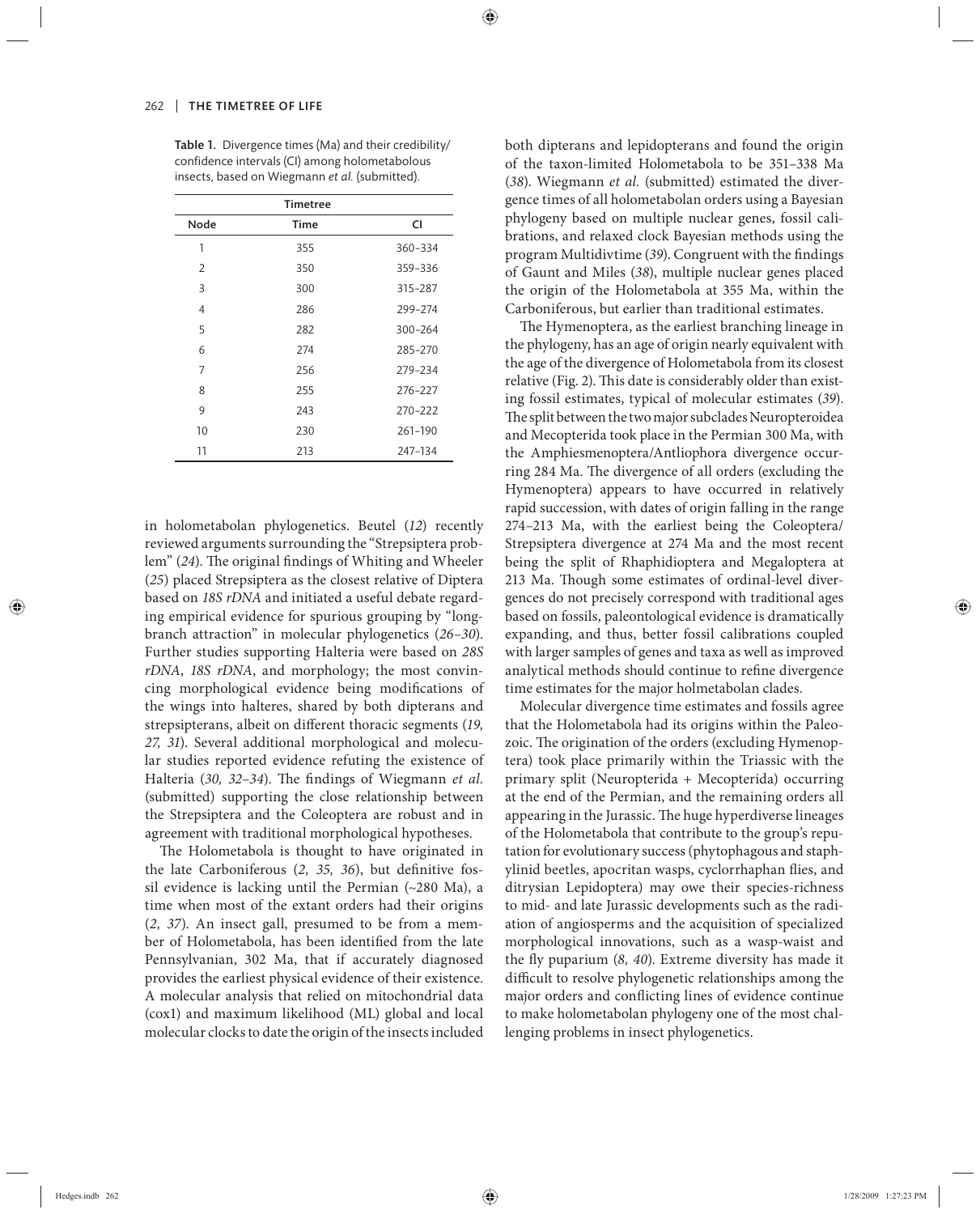**Table 1.** Divergence times (Ma) and their credibility/confidence intervals (CI) among holometabolous insects, based on Wiegmann *et al.* (submitted).

| | Timetree | |
|---|---|---|
| Node | Time | CI |
| 1 | 355 | 360–334 |
| 2 | 350 | 359–336 |
| 3 | 300 | 315–287 |
| 4 | 286 | 299–274 |
| 5 | 282 | 300–264 |
| 6 | 274 | 285–270 |
| 7 | 256 | 279–234 |
| 8 | 255 | 276–227 |
| 9 | 243 | 270–222 |
| 10 | 230 | 261–190 |
| 11 | 213 | 247–134 |

in holometabolan phylogenetics. Beutel (*12*) recently reviewed arguments surrounding the "Strepsiptera problem" (*24*). The original findings of Whiting and Wheeler (*25*) placed Strepsiptera as the closest relative of Diptera based on *18S rDNA* and initiated a useful debate regarding empirical evidence for spurious grouping by "long-branch attraction" in molecular phylogenetics (*26–30*). Further studies supporting Halteria were based on *28S rDNA*, *18S rDNA*, and morphology; the most convincing morphological evidence being modifications of the wings into halteres, shared by both dipterans and strepsipterans, albeit on different thoracic segments (*19, 27, 31*). Several additional morphological and molecular studies reported evidence refuting the existence of Halteria (*30, 32–34*). The findings of Wiegmann *et al.* (submitted) supporting the close relationship between the Strepsiptera and the Coleoptera are robust and in agreement with traditional morphological hypotheses.

The Holometabola is thought to have originated in the late Carboniferous (*2, 35, 36*), but definitive fossil evidence is lacking until the Permian (~280 Ma), a time when most of the extant orders had their origins (*2, 37*). An insect gall, presumed to be from a member of Holometabola, has been identified from the late Pennsylvanian, 302 Ma, that if accurately diagnosed provides the earliest physical evidence of their existence. A molecular analysis that relied on mitochondrial data (cox1) and maximum likelihood (ML) global and local molecular clocks to date the origin of the insects included both dipterans and lepidopterans and found the origin of the taxon-limited Holometabola to be 351–338 Ma (*38*). Wiegmann *et al.* (submitted) estimated the divergence times of all holometabolan orders using a Bayesian phylogeny based on multiple nuclear genes, fossil calibrations, and relaxed clock Bayesian methods using the program Multidivtime (*39*). Congruent with the findings of Gaunt and Miles (*38*), multiple nuclear genes placed the origin of the Holometabola at 355 Ma, within the Carboniferous, but earlier than traditional estimates.

The Hymenoptera, as the earliest branching lineage in the phylogeny, has an age of origin nearly equivalent with the age of the divergence of Holometabola from its closest relative (Fig. 2). This date is considerably older than existing fossil estimates, typical of molecular estimates (*39*). The split between the two major subclades Neuropteroidea and Mecopterida took place in the Permian 300 Ma, with the Amphiesmenoptera/Antliophora divergence occurring 284 Ma. The divergence of all orders (excluding the Hymenoptera) appears to have occurred in relatively rapid succession, with dates of origin falling in the range 274–213 Ma, with the earliest being the Coleoptera/Strepsiptera divergence at 274 Ma and the most recent being the split of Rhaphidioptera and Megaloptera at 213 Ma. Though some estimates of ordinal-level divergences do not precisely correspond with traditional ages based on fossils, paleontological evidence is dramatically expanding, and thus, better fossil calibrations coupled with larger samples of genes and taxa as well as improved analytical methods should continue to refine divergence time estimates for the major holmetabolan clades.

Molecular divergence time estimates and fossils agree that the Holometabola had its origins within the Paleozoic. The origination of the orders (excluding Hymenoptera) took place primarily within the Triassic with the primary split (Neuropterida + Mecopterida) occurring at the end of the Permian, and the remaining orders all appearing in the Jurassic. The huge hyperdiverse lineages of the Holometabola that contribute to the group's reputation for evolutionary success (phytophagous and staphylinid beetles, apocritan wasps, cyclorrhaphan flies, and ditrysian Lepidoptera) may owe their species-richness to mid- and late Jurassic developments such as the radiation of angiosperms and the acquisition of specialized morphological innovations, such as a wasp-waist and the fly puparium (*8, 40*). Extreme diversity has made it difficult to resolve phylogenetic relationships among the major orders and conflicting lines of evidence continue to make holometabolan phylogeny one of the most challenging problems in insect phylogenetics.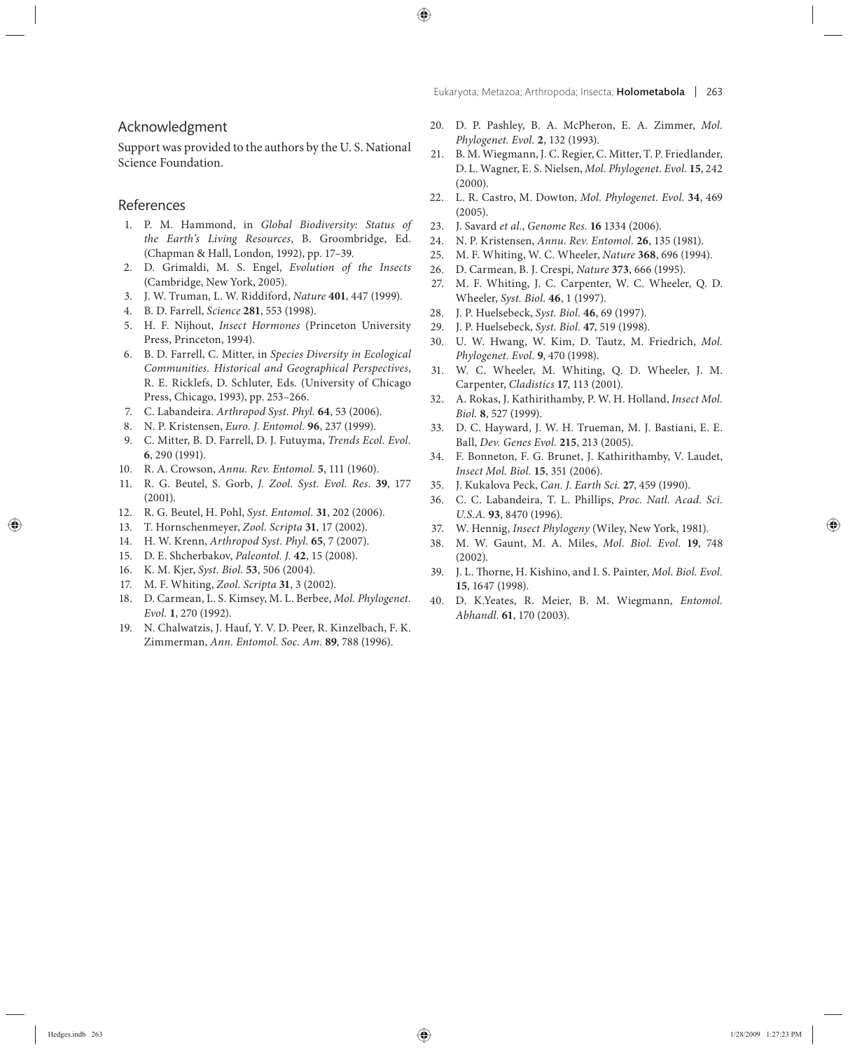## Acknowledgment

Support was provided to the authors by the U. S. National Science Foundation.

## References

1. P. M. Hammond, in *Global Biodiversity: Status of the Earth's Living Resources*, B. Groombridge, Ed. (Chapman & Hall, London, 1992), pp. 17–39.
2. D. Grimaldi, M. S. Engel, *Evolution of the Insects* (Cambridge, New York, 2005).
3. J. W. Truman, L. W. Riddiford, *Nature* **401**, 447 (1999).
4. B. D. Farrell, *Science* **281**, 553 (1998).
5. H. F. Nijhout, *Insect Hormones* (Princeton University Press, Princeton, 1994).
6. B. D. Farrell, C. Mitter, in *Species Diversity in Ecological Communities. Historical and Geographical Perspectives*, R. E. Ricklefs, D. Schluter, Eds. (University of Chicago Press, Chicago, 1993), pp. 253–266.
7. C. Labandeira. *Arthropod Syst. Phyl.* **64**, 53 (2006).
8. N. P. Kristensen, *Euro. J. Entomol.* **96**, 237 (1999).
9. C. Mitter, B. D. Farrell, D. J. Futuyma, *Trends Ecol. Evol.* **6**, 290 (1991).
10. R. A. Crowson, *Annu. Rev. Entomol.* **5**, 111 (1960).
11. R. G. Beutel, S. Gorb, *J. Zool. Syst. Evol. Res.* **39**, 177 (2001).
12. R. G. Beutel, H. Pohl, *Syst. Entomol.* **31**, 202 (2006).
13. T. Hornschenmeyer, *Zool. Scripta* **31**, 17 (2002).
14. H. W. Krenn, *Arthropod Syst. Phyl.* **65**, 7 (2007).
15. D. E. Shcherbakov, *Paleontol. J.* **42**, 15 (2008).
16. K. M. Kjer, *Syst. Biol.* **53**, 506 (2004).
17. M. F. Whiting, *Zool. Scripta* **31**, 3 (2002).
18. D. Carmean, L. S. Kimsey, M. L. Berbee, *Mol. Phylogenet. Evol.* **1**, 270 (1992).
19. N. Chalwatzis, J. Hauf, Y. V. D. Peer, R. Kinzelbach, F. K. Zimmerman, *Ann. Entomol. Soc. Am.* **89**, 788 (1996).
20. D. P. Pashley, B. A. McPheron, E. A. Zimmer, *Mol. Phylogenet. Evol.* **2**, 132 (1993).
21. B. M. Wiegmann, J. C. Regier, C. Mitter, T. P. Friedlander, D. L. Wagner, E. S. Nielsen, *Mol. Phylogenet. Evol.* **15**, 242 (2000).
22. L. R. Castro, M. Dowton, *Mol. Phylogenet. Evol.* **34**, 469 (2005).
23. J. Savard *et al.*, *Genome Res.* **16** 1334 (2006).
24. N. P. Kristensen, *Annu. Rev. Entomol.* **26**, 135 (1981).
25. M. F. Whiting, W. C. Wheeler, *Nature* **368**, 696 (1994).
26. D. Carmean, B. J. Crespi, *Nature* **373**, 666 (1995).
27. M. F. Whiting, J. C. Carpenter, W. C. Wheeler, Q. D. Wheeler, *Syst. Biol.* **46**, 1 (1997).
28. J. P. Huelsebeck, *Syst. Biol.* **46**, 69 (1997).
29. J. P. Huelsebeck, *Syst. Biol.* **47**, 519 (1998).
30. U. W. Hwang, W. Kim, D. Tautz, M. Friedrich, *Mol. Phylogenet. Evol.* **9**, 470 (1998).
31. W. C. Wheeler, M. Whiting, Q. D. Wheeler, J. M. Carpenter, *Cladistics* **17**, 113 (2001).
32. A. Rokas, J. Kathirithamby, P. W. H. Holland, *Insect Mol. Biol.* **8**, 527 (1999).
33. D. C. Hayward, J. W. H. Trueman, M. J. Bastiani, E. E. Ball, *Dev. Genes Evol.* **215**, 213 (2005).
34. F. Bonneton, F. G. Brunet, J. Kathirithamby, V. Laudet, *Insect Mol. Biol.* **15**, 351 (2006).
35. J. Kukalova Peck, *Can. J. Earth Sci.* **27**, 459 (1990).
36. C. C. Labandeira, T. L. Phillips, *Proc. Natl. Acad. Sci. U.S.A.* **93**, 8470 (1996).
37. W. Hennig, *Insect Phylogeny* (Wiley, New York, 1981).
38. M. W. Gaunt, M. A. Miles, *Mol. Biol. Evol.* **19**, 748 (2002).
39. J. L. Thorne, H. Kishino, and I. S. Painter, *Mol. Biol. Evol.* **15**, 1647 (1998).
40. D. K.Yeates, R. Meier, B. M. Wiegmann, *Entomol. Abhandl.* **61**, 170 (2003).